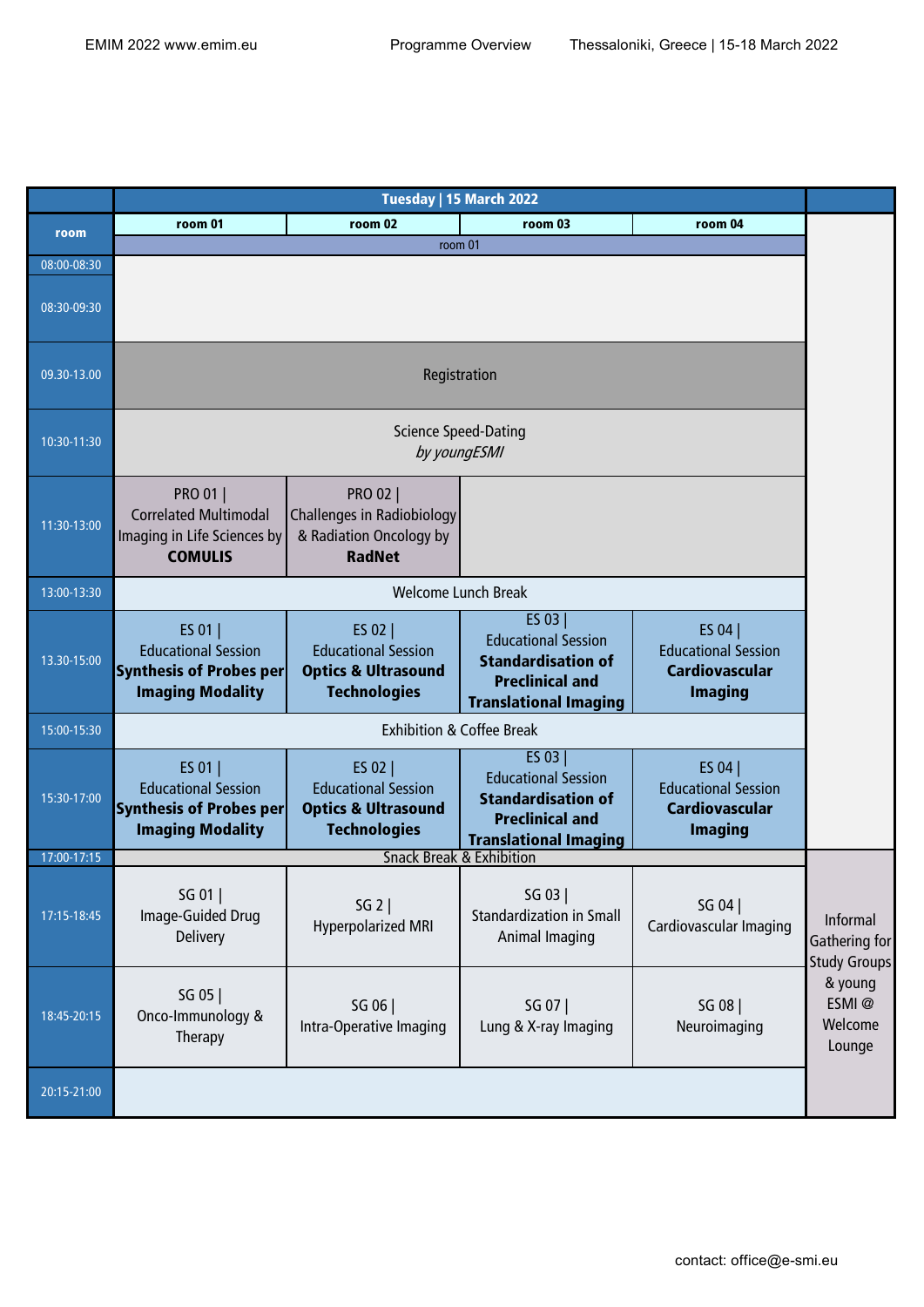| room | Tuesday \| 15 March 2022 | | | | |
|---|---|---|---|---|---|
| | room 01 | room 02 | room 03 | room 04 | |
| | room 01 | | | | |
| 08:00-08:30 | | | | | |
| 08:30-09:30 | | | | | |
| 09.30-13.00 | Registration | | | | |
| 10:30-11:30 | Science Speed-Dating *by youngESMI* | | | | |
| 11:30-13:00 | PRO 01 \| Correlated Multimodal Imaging in Life Sciences by **COMULIS** | PRO 02 \| Challenges in Radiobiology & Radiation Oncology by **RadNet** | | | |
| 13:00-13:30 | Welcome Lunch Break | | | | |
| 13.30-15:00 | ES 01 \| Educational Session **Synthesis of Probes per Imaging Modality** | ES 02 \| Educational Session **Optics & Ultrasound Technologies** | ES 03 \| Educational Session **Standardisation of Preclinical and Translational Imaging** | ES 04 \| Educational Session **Cardiovascular Imaging** | |
| 15:00-15:30 | Exhibition & Coffee Break | | | | |
| 15:30-17:00 | ES 01 \| Educational Session **Synthesis of Probes per Imaging Modality** | ES 02 \| Educational Session **Optics & Ultrasound Technologies** | ES 03 \| Educational Session **Standardisation of Preclinical and Translational Imaging** | ES 04 \| Educational Session **Cardiovascular Imaging** | |
| 17:00-17:15 | Snack Break & Exhibition | | | | Informal Gathering for Study Groups & young ESMI @ Welcome Lounge |
| 17:15-18:45 | SG 01 \| Image-Guided Drug Delivery | SG 2 \| Hyperpolarized MRI | SG 03 \| Standardization in Small Animal Imaging | SG 04 \| Cardiovascular Imaging | |
| 18:45-20:15 | SG 05 \| Onco-Immunology & Therapy | SG 06 \| Intra-Operative Imaging | SG 07 \| Lung & X-ray Imaging | SG 08 \| Neuroimaging | |
| 20:15-21:00 | | | | | |

contact: office@e-smi.eu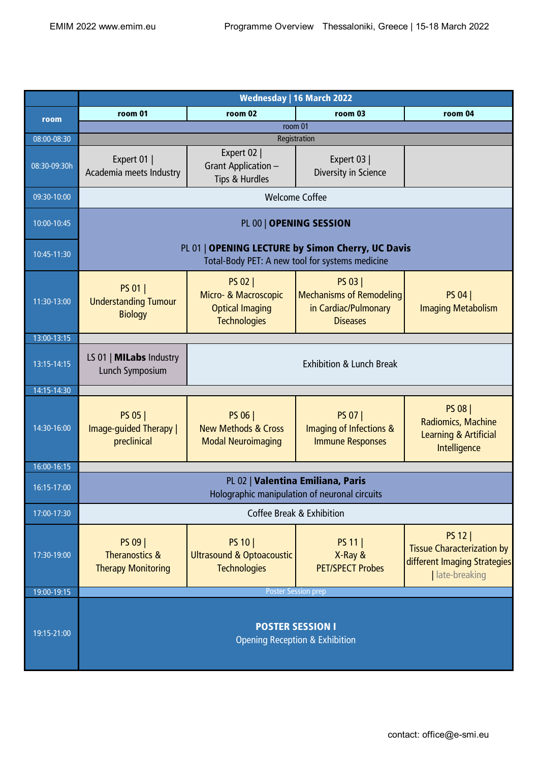| Wednesday \| 16 March 2022 | | | | |
|---|---|---|---|---|
| room | room 01 | room 02 | room 03 | room 04 |
| | room 01 | | | |
| 08:00-08:30 | Registration | | | |
| 08:30-09:30h | Expert 01 \| Academia meets Industry | Expert 02 \| Grant Application – Tips & Hurdles | Expert 03 \| Diversity in Science | |
| 09:30-10:00 | Welcome Coffee | | | |
| 10:00-10:45 | PL 00 \| **OPENING SESSION** | | | |
| 10:45-11:30 | PL 01 \| **OPENING LECTURE by Simon Cherry, UC Davis** Total-Body PET: A new tool for systems medicine | | | |
| 11:30-13:00 | PS 01 \| Understanding Tumour Biology | PS 02 \| Micro- & Macroscopic Optical Imaging Technologies | PS 03 \| Mechanisms of Remodeling in Cardiac/Pulmonary Diseases | PS 04 \| Imaging Metabolism |
| 13:00-13:15 | | | | |
| 13:15-14:15 | LS 01 \| **MILabs** Industry Lunch Symposium | Exhibition & Lunch Break | | |
| 14:15-14:30 | | | | |
| 14:30-16:00 | PS 05 \| Image-guided Therapy \| preclinical | PS 06 \| New Methods & Cross Modal Neuroimaging | PS 07 \| Imaging of Infections & Immune Responses | PS 08 \| Radiomics, Machine Learning & Artificial Intelligence |
| 16:00-16:15 | | | | |
| 16:15-17:00 | PL 02 \| **Valentina Emiliana, Paris** Holographic manipulation of neuronal circuits | | | |
| 17:00-17:30 | Coffee Break & Exhibition | | | |
| 17:30-19:00 | PS 09 \| Theranostics & Therapy Monitoring | PS 10 \| Ultrasound & Optoacoustic Technologies | PS 11 \| X-Ray & PET/SPECT Probes | PS 12 \| Tissue Characterization by different Imaging Strategies \| late-breaking |
| 19:00-19:15 | Poster Session prep | | | |
| 19:15-21:00 | **POSTER SESSION I** Opening Reception & Exhibition | | | |

contact: office@e-smi.eu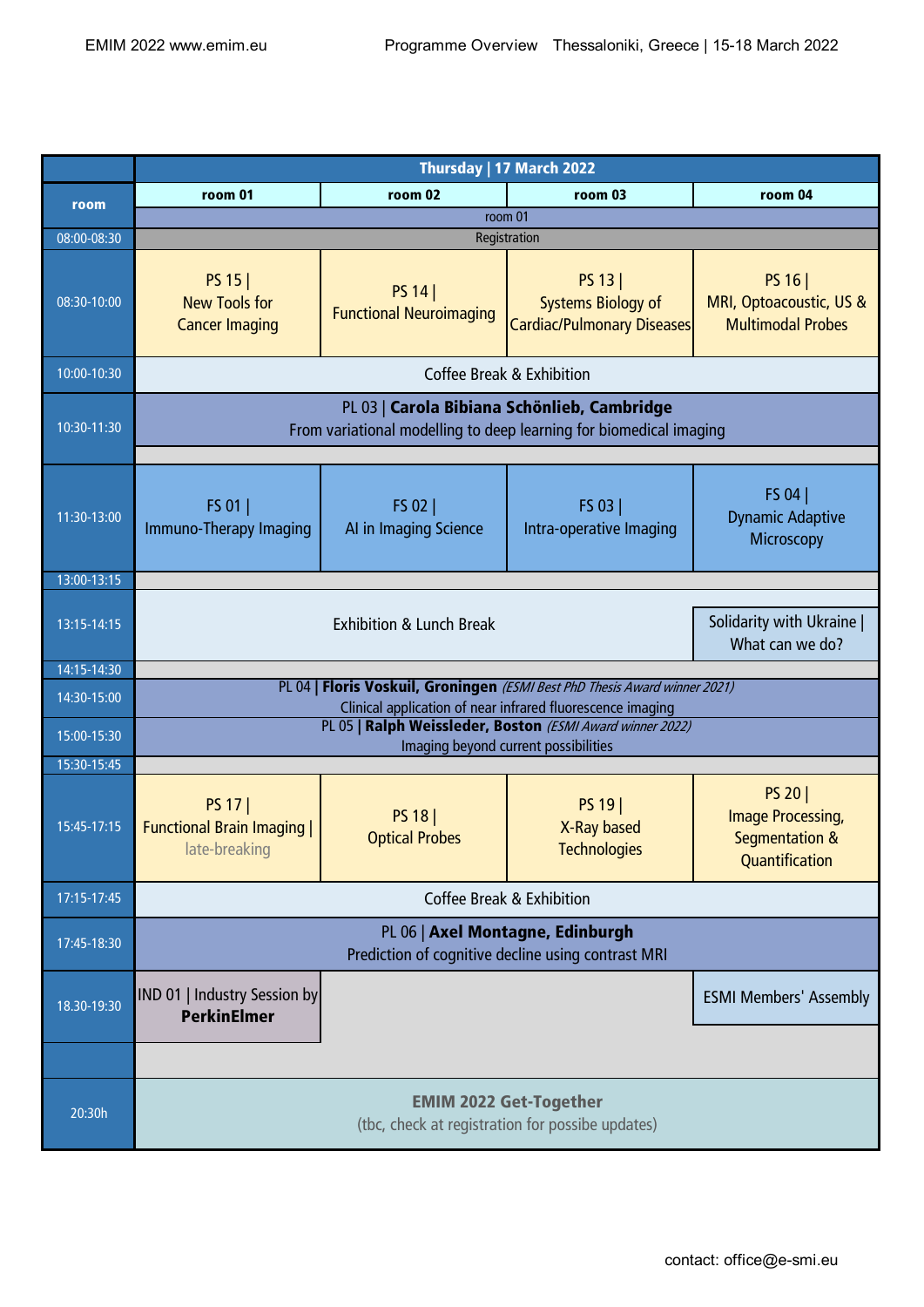| room | Thursday \| 17 March 2022 | | | |
|---|---|---|---|---|
| | room 01 | room 02 | room 03 | room 04 |
| | room 01 | | | |
| 08:00-08:30 | Registration | | | |
| 08:30-10:00 | PS 15 \| New Tools for Cancer Imaging | PS 14 \| Functional Neuroimaging | PS 13 \| Systems Biology of Cardiac/Pulmonary Diseases | PS 16 \| MRI, Optoacoustic, US & Multimodal Probes |
| 10:00-10:30 | Coffee Break & Exhibition | | | |
| 10:30-11:30 | PL 03 \| **Carola Bibiana Schönlieb, Cambridge** From variational modelling to deep learning for biomedical imaging | | | |
| 11:30-13:00 | FS 01 \| Immuno-Therapy Imaging | FS 02 \| AI in Imaging Science | FS 03 \| Intra-operative Imaging | FS 04 \| Dynamic Adaptive Microscopy |
| 13:00-13:15 | | | | |
| 13:15-14:15 | Exhibition & Lunch Break | | | Solidarity with Ukraine \| What can we do? |
| 14:15-14:30 | | | | |
| 14:30-15:00 | PL 04 \| **Floris Voskuil, Groningen** *(ESMI Best PhD Thesis Award winner 2021)* Clinical application of near infrared fluorescence imaging | | | |
| 15:00-15:30 | PL 05 \| **Ralph Weissleder, Boston** *(ESMI Award winner 2022)* Imaging beyond current possibilities | | | |
| 15:30-15:45 | | | | |
| 15:45-17:15 | PS 17 \| Functional Brain Imaging \| late-breaking | PS 18 \| Optical Probes | PS 19 \| X-Ray based Technologies | PS 20 \| Image Processing, Segmentation & Quantification |
| 17:15-17:45 | Coffee Break & Exhibition | | | |
| 17:45-18:30 | PL 06 \| **Axel Montagne, Edinburgh** Prediction of cognitive decline using contrast MRI | | | |
| 18.30-19:30 | IND 01 \| Industry Session by **PerkinElmer** | | | ESMI Members' Assembly |
| | | | | |
| 20:30h | **EMIM 2022 Get-Together** (tbc, check at registration for possibe updates) | | | |

contact: office@e-smi.eu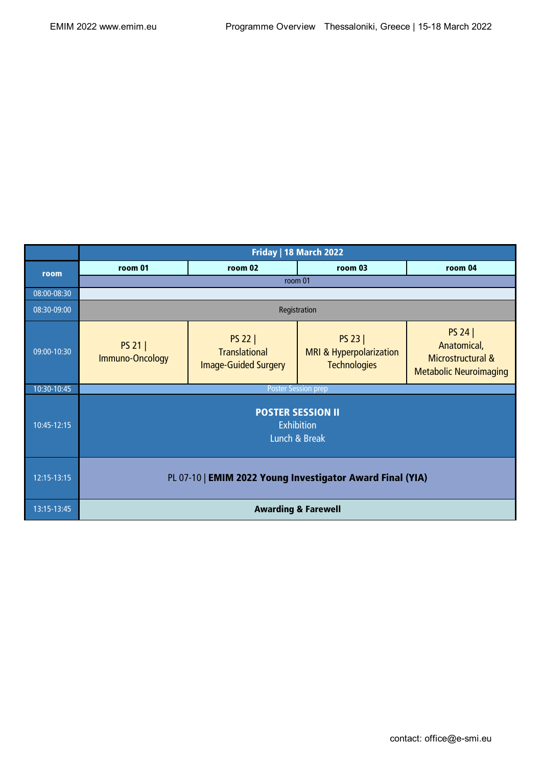| | Friday \| 18 March 2022 | | | |
|---|---|---|---|---|
| room | room 01 | room 02 | room 03 | room 04 |
| | room 01 | | | |
| 08:00-08:30 | | | | |
| 08:30-09:00 | Registration | | | |
| 09:00-10:30 | PS 21 \| Immuno-Oncology | PS 22 \| Translational Image-Guided Surgery | PS 23 \| MRI & Hyperpolarization Technologies | PS 24 \| Anatomical, Microstructural & Metabolic Neuroimaging |
| 10:30-10:45 | Poster Session prep | | | |
| 10:45-12:15 | **POSTER SESSION II** Exhibition Lunch & Break | | | |
| 12:15-13:15 | PL 07-10 \| **EMIM 2022 Young Investigator Award Final (YIA)** | | | |
| 13:15-13:45 | **Awarding & Farewell** | | | |